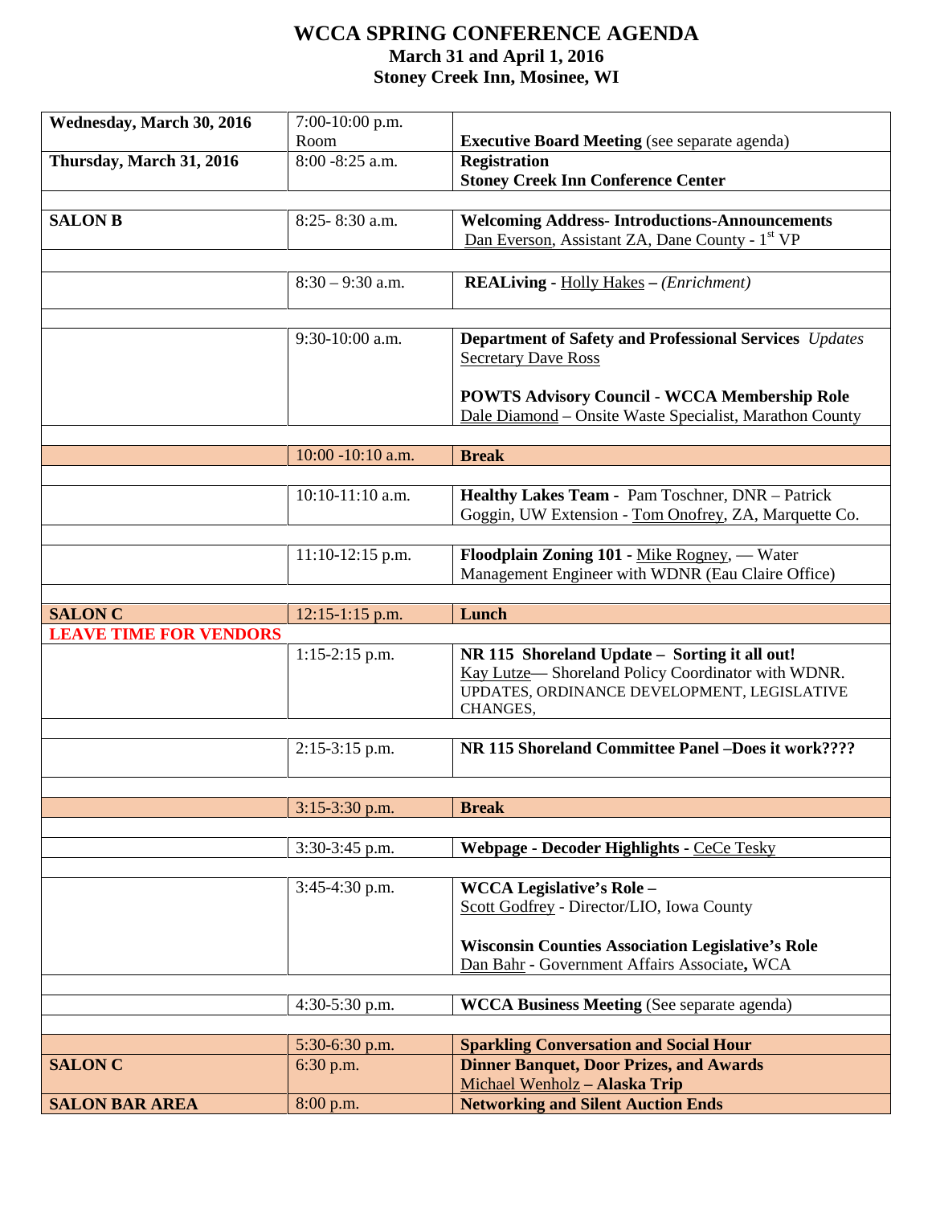# WCCA SPRING CONFERENCE AGENDA

**March 31 and April 1, 2016**
**Stoney Creek Inn, Mosinee, WI**

| | | |
|---|---|---|
| **Wednesday, March 30, 2016** | 7:00-10:00 p.m. Room | **Executive Board Meeting** (see separate agenda) |
| **Thursday, March 31, 2016** | 8:00 -8:25 a.m. | **Registration** **Stoney Creek Inn Conference Center** |
| | | |
| **SALON B** | 8:25- 8:30 a.m. | **Welcoming Address- Introductions-Announcements** Dan Everson, Assistant ZA, Dane County - 1st VP |
| | | |
| | 8:30 – 9:30 a.m. | **REALiving** - Holly Hakes **–** *(Enrichment)* |
| | | |
| | 9:30-10:00 a.m. | **Department of Safety and Professional Services** *Updates* Secretary Dave Ross<br><br>**POWTS Advisory Council - WCCA Membership Role** Dale Diamond – Onsite Waste Specialist, Marathon County |
| | | |
| | 10:00 -10:10 a.m. | **Break** |
| | | |
| | 10:10-11:10 a.m. | **Healthy Lakes Team -** Pam Toschner, DNR – Patrick Goggin, UW Extension - Tom Onofrey, ZA, Marquette Co. |
| | | |
| | 11:10-12:15 p.m. | **Floodplain Zoning 101** - Mike Rogney, — Water Management Engineer with WDNR (Eau Claire Office) |
| | | |
| **SALON C** | 12:15-1:15 p.m. | **Lunch** |
| **LEAVE TIME FOR VENDORS** | | |
| | 1:15-2:15 p.m. | **NR 115 Shoreland Update – Sorting it all out!** Kay Lutze— Shoreland Policy Coordinator with WDNR. UPDATES, ORDINANCE DEVELOPMENT, LEGISLATIVE CHANGES, |
| | | |
| | 2:15-3:15 p.m. | **NR 115 Shoreland Committee Panel –Does it work????** |
| | | |
| | 3:15-3:30 p.m. | **Break** |
| | | |
| | 3:30-3:45 p.m. | **Webpage - Decoder Highlights** - CeCe Tesky |
| | | |
| | 3:45-4:30 p.m. | **WCCA Legislative's Role –** Scott Godfrey - Director/LIO, Iowa County<br><br>**Wisconsin Counties Association Legislative's Role** Dan Bahr - Government Affairs Associate**,** WCA |
| | | |
| | 4:30-5:30 p.m. | **WCCA Business Meeting** (See separate agenda) |
| | | |
| | 5:30-6:30 p.m. | **Sparkling Conversation and Social Hour** |
| **SALON C** | 6:30 p.m. | **Dinner Banquet, Door Prizes, and Awards** Michael Wenholz **– Alaska Trip** |
| **SALON BAR AREA** | 8:00 p.m. | **Networking and Silent Auction Ends** |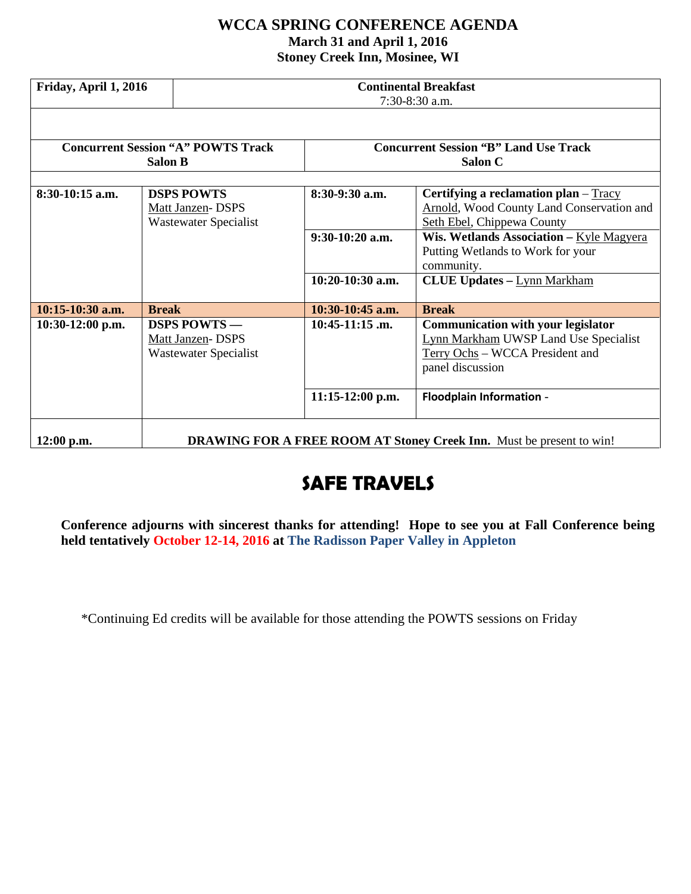# WCCA SPRING CONFERENCE AGENDA

**March 31 and April 1, 2016**
**Stoney Creek Inn, Mosinee, WI**

| **Friday, April 1, 2016** | **Continental Breakfast** 7:30-8:30 a.m. | | |
|---|---|---|---|
| **Concurrent Session "A" POWTS Track Salon B** | | **Concurrent Session "B" Land Use Track Salon C** | |
| **8:30-10:15 a.m.** | **DSPS POWTS** Matt Janzen- DSPS Wastewater Specialist | **8:30-9:30 a.m.** | **Certifying a reclamation plan** – Tracy Arnold, Wood County Land Conservation and Seth Ebel, Chippewa County |
| | | **9:30-10:20 a.m.** | **Wis. Wetlands Association –** Kyle Magyera Putting Wetlands to Work for your community. |
| | | **10:20-10:30 a.m.** | **CLUE Updates –** Lynn Markham |
| **10:15-10:30 a.m.** | **Break** | **10:30-10:45 a.m.** | **Break** |
| **10:30-12:00 p.m.** | **DSPS POWTS —** Matt Janzen- DSPS Wastewater Specialist | **10:45-11:15 .m.** | **Communication with your legislator** Lynn Markham UWSP Land Use Specialist Terry Ochs – WCCA President and panel discussion |
| | | **11:15-12:00 p.m.** | **Floodplain Information -** |
| **12:00 p.m.** | **DRAWING FOR A FREE ROOM AT Stoney Creek Inn.** Must be present to win! | | |

## SAFE TRAVELS

**Conference adjourns with sincerest thanks for attending! Hope to see you at Fall Conference being held tentatively October 12-14, 2016 at The Radisson Paper Valley in Appleton**

*Continuing Ed credits will be available for those attending the POWTS sessions on Friday